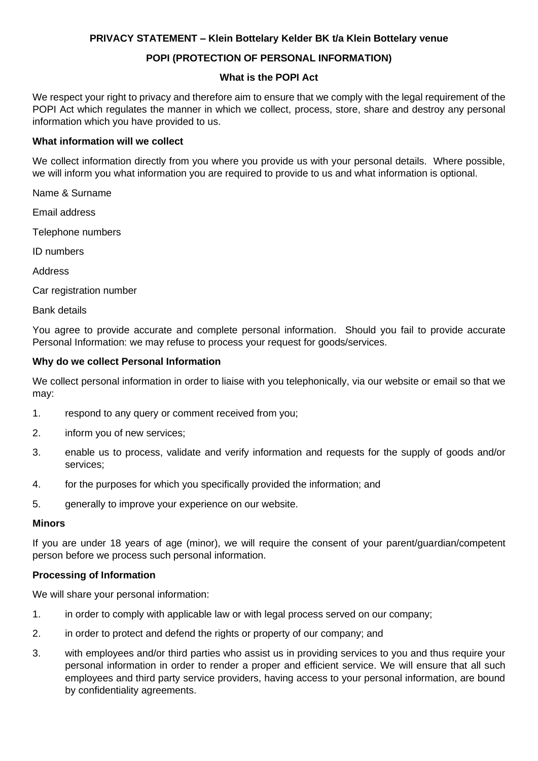# PRIVACY STATEMENT – Klein Bottelary Kelder BK t/a Klein Bottelary venue

## POPI (PROTECTION OF PERSONAL INFORMATION)

### What is the POPI Act

We respect your right to privacy and therefore aim to ensure that we comply with the legal requirement of the POPI Act which regulates the manner in which we collect, process, store, share and destroy any personal information which you have provided to us.

### What information will we collect

We collect information directly from you where you provide us with your personal details. Where possible, we will inform you what information you are required to provide to us and what information is optional.

Name & Surname

Email address

Telephone numbers

ID numbers

Address

Car registration number

Bank details

You agree to provide accurate and complete personal information. Should you fail to provide accurate Personal Information: we may refuse to process your request for goods/services.

### Why do we collect Personal Information

We collect personal information in order to liaise with you telephonically, via our website or email so that we may:

1. respond to any query or comment received from you;
2. inform you of new services;
3. enable us to process, validate and verify information and requests for the supply of goods and/or services;
4. for the purposes for which you specifically provided the information; and
5. generally to improve your experience on our website.

### Minors

If you are under 18 years of age (minor), we will require the consent of your parent/guardian/competent person before we process such personal information.

### Processing of Information

We will share your personal information:

1. in order to comply with applicable law or with legal process served on our company;
2. in order to protect and defend the rights or property of our company; and
3. with employees and/or third parties who assist us in providing services to you and thus require your personal information in order to render a proper and efficient service. We will ensure that all such employees and third party service providers, having access to your personal information, are bound by confidentiality agreements.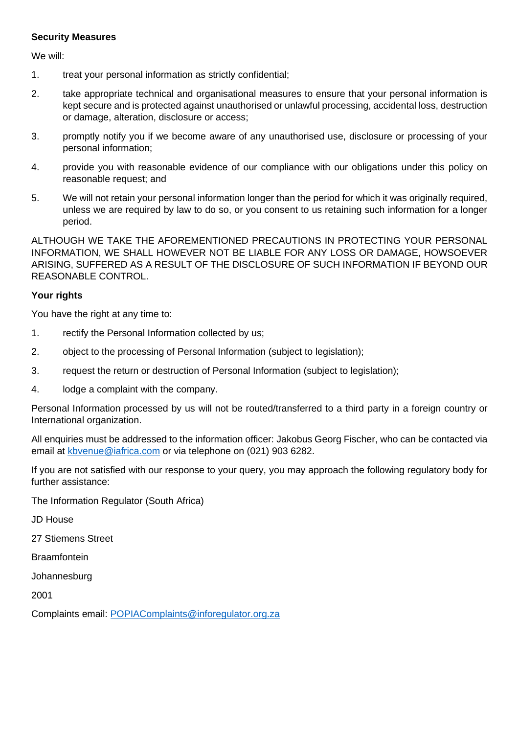**Security Measures**

We will:

1. treat your personal information as strictly confidential;
2. take appropriate technical and organisational measures to ensure that your personal information is kept secure and is protected against unauthorised or unlawful processing, accidental loss, destruction or damage, alteration, disclosure or access;
3. promptly notify you if we become aware of any unauthorised use, disclosure or processing of your personal information;
4. provide you with reasonable evidence of our compliance with our obligations under this policy on reasonable request; and
5. We will not retain your personal information longer than the period for which it was originally required, unless we are required by law to do so, or you consent to us retaining such information for a longer period.

ALTHOUGH WE TAKE THE AFOREMENTIONED PRECAUTIONS IN PROTECTING YOUR PERSONAL INFORMATION, WE SHALL HOWEVER NOT BE LIABLE FOR ANY LOSS OR DAMAGE, HOWSOEVER ARISING, SUFFERED AS A RESULT OF THE DISCLOSURE OF SUCH INFORMATION IF BEYOND OUR REASONABLE CONTROL.

**Your rights**

You have the right at any time to:

1. rectify the Personal Information collected by us;
2. object to the processing of Personal Information (subject to legislation);
3. request the return or destruction of Personal Information (subject to legislation);
4. lodge a complaint with the company.

Personal Information processed by us will not be routed/transferred to a third party in a foreign country or International organization.

All enquiries must be addressed to the information officer: Jakobus Georg Fischer, who can be contacted via email at kbvenue@iafrica.com or via telephone on (021) 903 6282.

If you are not satisfied with our response to your query, you may approach the following regulatory body for further assistance:

The Information Regulator (South Africa)

JD House

27 Stiemens Street

Braamfontein

Johannesburg

2001

Complaints email: POPIAComplaints@inforegulator.org.za